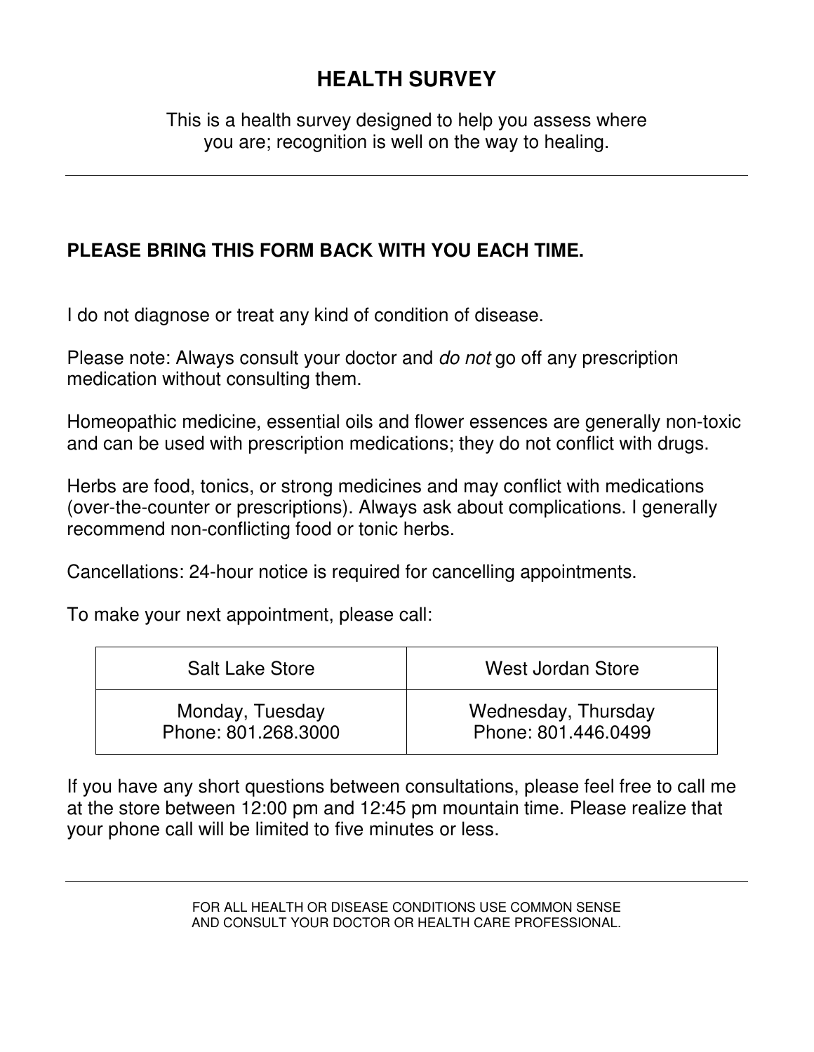# HEALTH SURVEY

This is a health survey designed to help you assess where you are; recognition is well on the way to healing.

---

**PLEASE BRING THIS FORM BACK WITH YOU EACH TIME.**

I do not diagnose or treat any kind of condition of disease.

Please note: Always consult your doctor and *do not* go off any prescription medication without consulting them.

Homeopathic medicine, essential oils and flower essences are generally non-toxic and can be used with prescription medications; they do not conflict with drugs.

Herbs are food, tonics, or strong medicines and may conflict with medications (over-the-counter or prescriptions). Always ask about complications. I generally recommend non-conflicting food or tonic herbs.

Cancellations: 24-hour notice is required for cancelling appointments.

To make your next appointment, please call:

| Salt Lake Store | West Jordan Store |
|---|---|
| Monday, Tuesday<br>Phone: 801.268.3000 | Wednesday, Thursday<br>Phone: 801.446.0499 |

If you have any short questions between consultations, please feel free to call me at the store between 12:00 pm and 12:45 pm mountain time. Please realize that your phone call will be limited to five minutes or less.

---

FOR ALL HEALTH OR DISEASE CONDITIONS USE COMMON SENSE AND CONSULT YOUR DOCTOR OR HEALTH CARE PROFESSIONAL.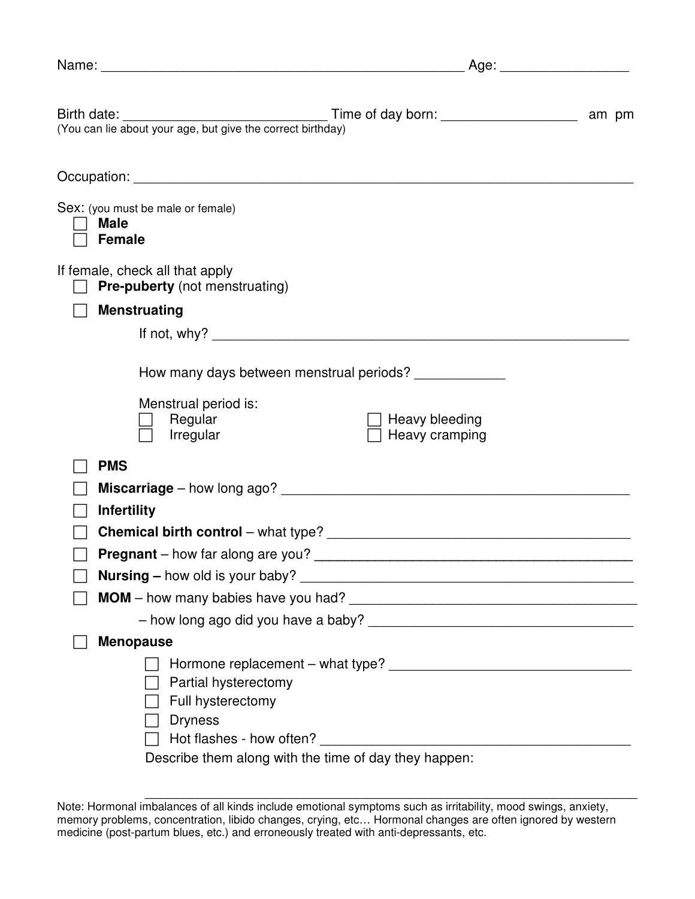Name: ______________________________________________ Age: ________________

Birth date: __________________________ Time of day born: _________________ am pm
(You can lie about your age, but give the correct birthday)

Occupation: ________________________________________________________________

Sex: (you must be male or female)

- ☐ **Male**
- ☐ **Female**

If female, check all that apply

- ☐ **Pre-puberty** (not menstruating)
- ☐ **Menstruating**

  If not, why? ________________________________________________________

  How many days between menstrual periods? ___________

  Menstrual period is:

  - ☐ Regular
  - ☐ Irregular
  - ☐ Heavy bleeding
  - ☐ Heavy cramping

- ☐ **PMS**
- ☐ **Miscarriage** – how long ago? ____________________________________________
- ☐ **Infertility**
- ☐ **Chemical birth control** – what type? _______________________________________
- ☐ **Pregnant** – how far along are you? ________________________________________
- ☐ **Nursing –** how old is your baby? _________________________________________
- ☐ **MOM** – how many babies have you had? _____________________________________

  – how long ago did you have a baby? __________________________________

- ☐ **Menopause**
  - ☐ Hormone replacement – what type? ______________________________
  - ☐ Partial hysterectomy
  - ☐ Full hysterectomy
  - ☐ Dryness
  - ☐ Hot flashes - how often? ________________________________________

  Describe them along with the time of day they happen:

  ____________________________________________________________________

Note: Hormonal imbalances of all kinds include emotional symptoms such as irritability, mood swings, anxiety, memory problems, concentration, libido changes, crying, etc… Hormonal changes are often ignored by western medicine (post-partum blues, etc.) and erroneously treated with anti-depressants, etc.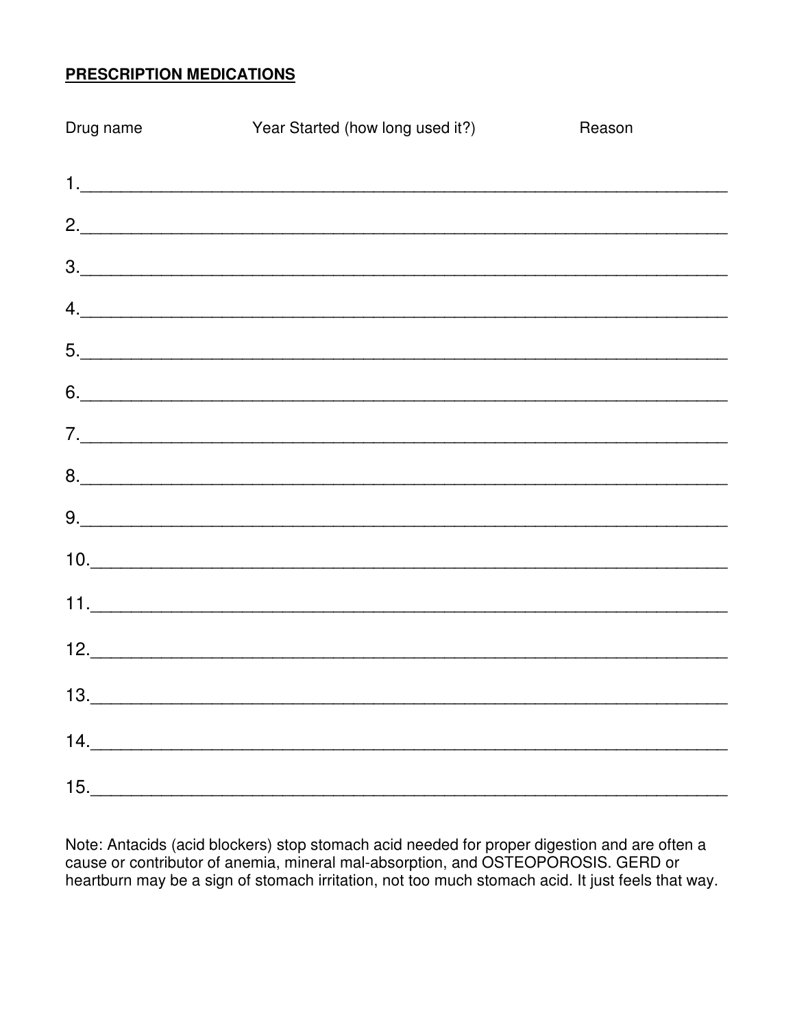**PRESCRIPTION MEDICATIONS**

Drug name Year Started (how long used it?) Reason

1.\_\_\_\_\_\_\_\_\_\_\_\_\_\_\_\_\_\_\_\_\_\_\_\_\_\_\_\_\_\_\_\_\_\_\_\_\_\_\_\_\_\_\_\_\_\_\_\_\_\_\_\_\_\_\_\_\_\_\_\_\_\_\_\_

2.\_\_\_\_\_\_\_\_\_\_\_\_\_\_\_\_\_\_\_\_\_\_\_\_\_\_\_\_\_\_\_\_\_\_\_\_\_\_\_\_\_\_\_\_\_\_\_\_\_\_\_\_\_\_\_\_\_\_\_\_\_\_\_\_

3.\_\_\_\_\_\_\_\_\_\_\_\_\_\_\_\_\_\_\_\_\_\_\_\_\_\_\_\_\_\_\_\_\_\_\_\_\_\_\_\_\_\_\_\_\_\_\_\_\_\_\_\_\_\_\_\_\_\_\_\_\_\_\_\_

4.\_\_\_\_\_\_\_\_\_\_\_\_\_\_\_\_\_\_\_\_\_\_\_\_\_\_\_\_\_\_\_\_\_\_\_\_\_\_\_\_\_\_\_\_\_\_\_\_\_\_\_\_\_\_\_\_\_\_\_\_\_\_\_\_

5.\_\_\_\_\_\_\_\_\_\_\_\_\_\_\_\_\_\_\_\_\_\_\_\_\_\_\_\_\_\_\_\_\_\_\_\_\_\_\_\_\_\_\_\_\_\_\_\_\_\_\_\_\_\_\_\_\_\_\_\_\_\_\_\_

6.\_\_\_\_\_\_\_\_\_\_\_\_\_\_\_\_\_\_\_\_\_\_\_\_\_\_\_\_\_\_\_\_\_\_\_\_\_\_\_\_\_\_\_\_\_\_\_\_\_\_\_\_\_\_\_\_\_\_\_\_\_\_\_\_

7.\_\_\_\_\_\_\_\_\_\_\_\_\_\_\_\_\_\_\_\_\_\_\_\_\_\_\_\_\_\_\_\_\_\_\_\_\_\_\_\_\_\_\_\_\_\_\_\_\_\_\_\_\_\_\_\_\_\_\_\_\_\_\_\_

8.\_\_\_\_\_\_\_\_\_\_\_\_\_\_\_\_\_\_\_\_\_\_\_\_\_\_\_\_\_\_\_\_\_\_\_\_\_\_\_\_\_\_\_\_\_\_\_\_\_\_\_\_\_\_\_\_\_\_\_\_\_\_\_\_

9.\_\_\_\_\_\_\_\_\_\_\_\_\_\_\_\_\_\_\_\_\_\_\_\_\_\_\_\_\_\_\_\_\_\_\_\_\_\_\_\_\_\_\_\_\_\_\_\_\_\_\_\_\_\_\_\_\_\_\_\_\_\_\_\_

10.\_\_\_\_\_\_\_\_\_\_\_\_\_\_\_\_\_\_\_\_\_\_\_\_\_\_\_\_\_\_\_\_\_\_\_\_\_\_\_\_\_\_\_\_\_\_\_\_\_\_\_\_\_\_\_\_\_\_\_\_\_\_\_

11.\_\_\_\_\_\_\_\_\_\_\_\_\_\_\_\_\_\_\_\_\_\_\_\_\_\_\_\_\_\_\_\_\_\_\_\_\_\_\_\_\_\_\_\_\_\_\_\_\_\_\_\_\_\_\_\_\_\_\_\_\_\_\_

12.\_\_\_\_\_\_\_\_\_\_\_\_\_\_\_\_\_\_\_\_\_\_\_\_\_\_\_\_\_\_\_\_\_\_\_\_\_\_\_\_\_\_\_\_\_\_\_\_\_\_\_\_\_\_\_\_\_\_\_\_\_\_\_

13.\_\_\_\_\_\_\_\_\_\_\_\_\_\_\_\_\_\_\_\_\_\_\_\_\_\_\_\_\_\_\_\_\_\_\_\_\_\_\_\_\_\_\_\_\_\_\_\_\_\_\_\_\_\_\_\_\_\_\_\_\_\_\_

14.\_\_\_\_\_\_\_\_\_\_\_\_\_\_\_\_\_\_\_\_\_\_\_\_\_\_\_\_\_\_\_\_\_\_\_\_\_\_\_\_\_\_\_\_\_\_\_\_\_\_\_\_\_\_\_\_\_\_\_\_\_\_\_

15.\_\_\_\_\_\_\_\_\_\_\_\_\_\_\_\_\_\_\_\_\_\_\_\_\_\_\_\_\_\_\_\_\_\_\_\_\_\_\_\_\_\_\_\_\_\_\_\_\_\_\_\_\_\_\_\_\_\_\_\_\_\_\_

Note: Antacids (acid blockers) stop stomach acid needed for proper digestion and are often a cause or contributor of anemia, mineral mal-absorption, and OSTEOPOROSIS. GERD or heartburn may be a sign of stomach irritation, not too much stomach acid. It just feels that way.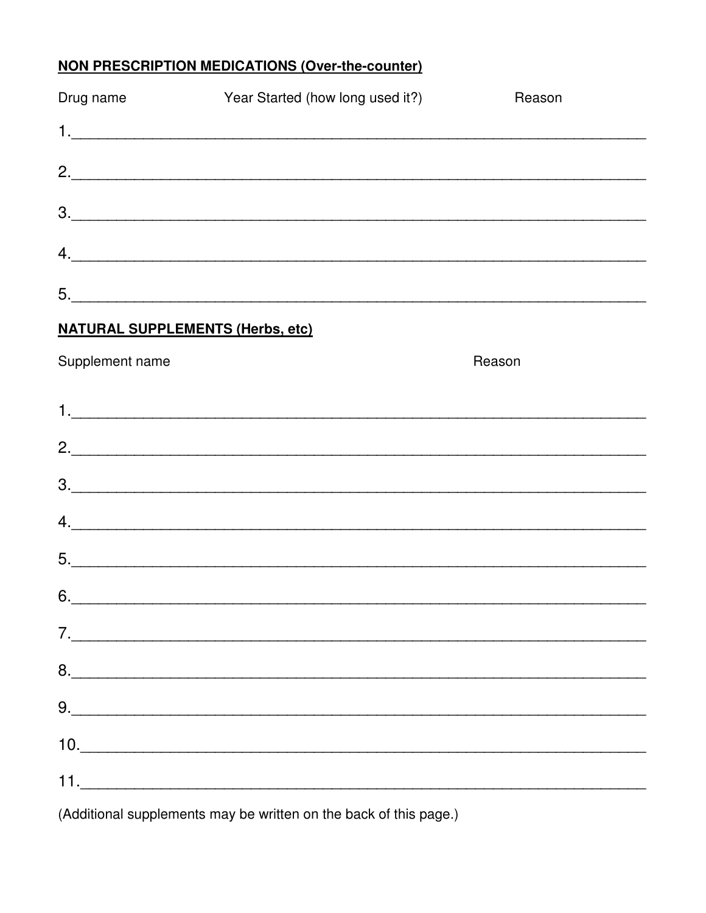**NON PRESCRIPTION MEDICATIONS (Over-the-counter)**

Drug name Year Started (how long used it?) Reason

1.______________________________________________________________________

2.______________________________________________________________________

3.______________________________________________________________________

4.______________________________________________________________________

5.______________________________________________________________________

**NATURAL SUPPLEMENTS (Herbs, etc)**

Supplement name Reason

1.______________________________________________________________________

2.______________________________________________________________________

3.______________________________________________________________________

4.______________________________________________________________________

5.______________________________________________________________________

6.______________________________________________________________________

7.______________________________________________________________________

8.______________________________________________________________________

9.______________________________________________________________________

10._____________________________________________________________________

11._____________________________________________________________________

(Additional supplements may be written on the back of this page.)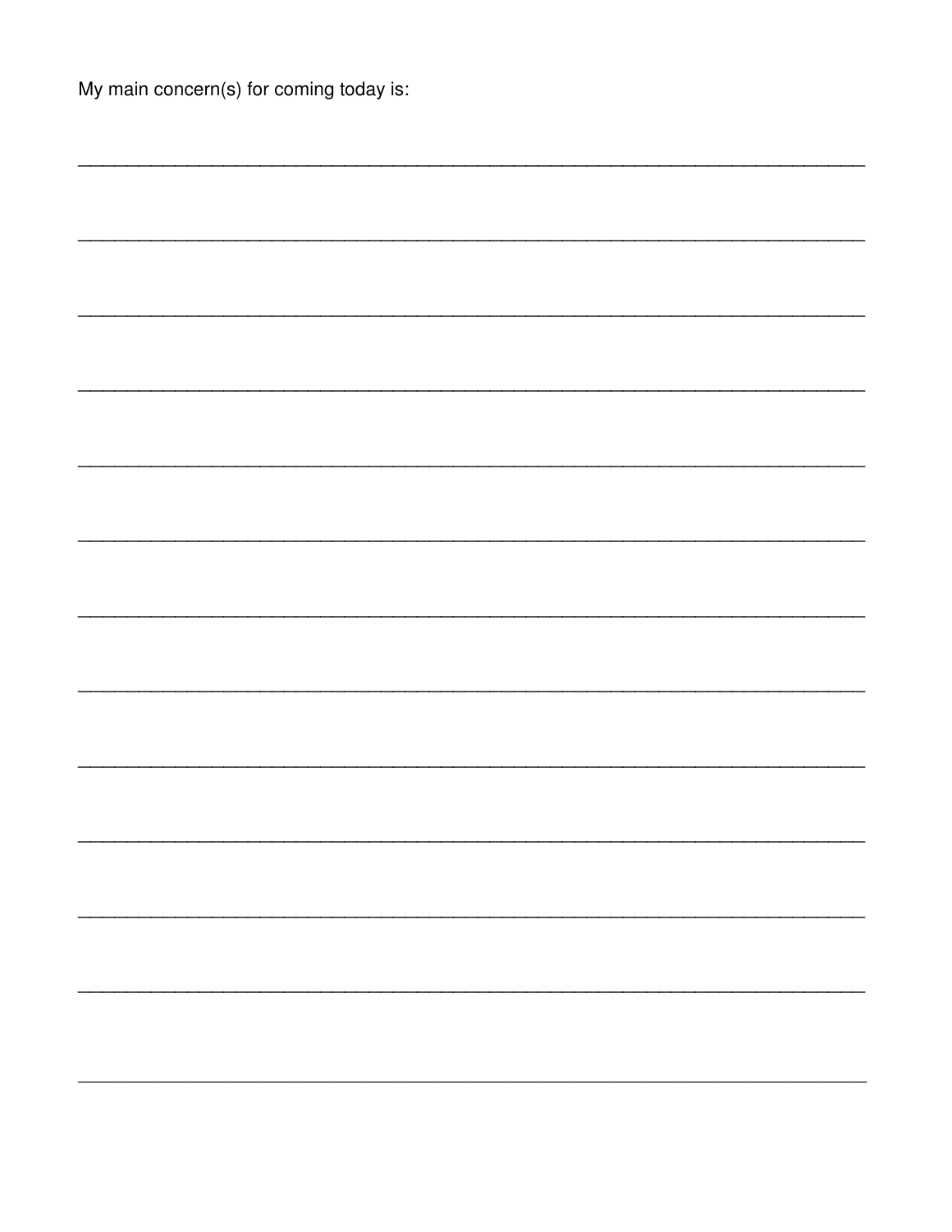My main concern(s) for coming today is:

\_\_\_\_\_\_\_\_\_\_\_\_\_\_\_\_\_\_\_\_\_\_\_\_\_\_\_\_\_\_\_\_\_\_\_\_\_\_\_\_\_\_\_\_\_\_\_\_\_\_\_\_\_\_\_\_\_\_\_\_\_\_\_\_\_\_\_\_\_\_\_\_\_\_\_\_

\_\_\_\_\_\_\_\_\_\_\_\_\_\_\_\_\_\_\_\_\_\_\_\_\_\_\_\_\_\_\_\_\_\_\_\_\_\_\_\_\_\_\_\_\_\_\_\_\_\_\_\_\_\_\_\_\_\_\_\_\_\_\_\_\_\_\_\_\_\_\_\_\_\_\_\_

\_\_\_\_\_\_\_\_\_\_\_\_\_\_\_\_\_\_\_\_\_\_\_\_\_\_\_\_\_\_\_\_\_\_\_\_\_\_\_\_\_\_\_\_\_\_\_\_\_\_\_\_\_\_\_\_\_\_\_\_\_\_\_\_\_\_\_\_\_\_\_\_\_\_\_\_

\_\_\_\_\_\_\_\_\_\_\_\_\_\_\_\_\_\_\_\_\_\_\_\_\_\_\_\_\_\_\_\_\_\_\_\_\_\_\_\_\_\_\_\_\_\_\_\_\_\_\_\_\_\_\_\_\_\_\_\_\_\_\_\_\_\_\_\_\_\_\_\_\_\_\_\_

\_\_\_\_\_\_\_\_\_\_\_\_\_\_\_\_\_\_\_\_\_\_\_\_\_\_\_\_\_\_\_\_\_\_\_\_\_\_\_\_\_\_\_\_\_\_\_\_\_\_\_\_\_\_\_\_\_\_\_\_\_\_\_\_\_\_\_\_\_\_\_\_\_\_\_\_

\_\_\_\_\_\_\_\_\_\_\_\_\_\_\_\_\_\_\_\_\_\_\_\_\_\_\_\_\_\_\_\_\_\_\_\_\_\_\_\_\_\_\_\_\_\_\_\_\_\_\_\_\_\_\_\_\_\_\_\_\_\_\_\_\_\_\_\_\_\_\_\_\_\_\_\_

\_\_\_\_\_\_\_\_\_\_\_\_\_\_\_\_\_\_\_\_\_\_\_\_\_\_\_\_\_\_\_\_\_\_\_\_\_\_\_\_\_\_\_\_\_\_\_\_\_\_\_\_\_\_\_\_\_\_\_\_\_\_\_\_\_\_\_\_\_\_\_\_\_\_\_\_

\_\_\_\_\_\_\_\_\_\_\_\_\_\_\_\_\_\_\_\_\_\_\_\_\_\_\_\_\_\_\_\_\_\_\_\_\_\_\_\_\_\_\_\_\_\_\_\_\_\_\_\_\_\_\_\_\_\_\_\_\_\_\_\_\_\_\_\_\_\_\_\_\_\_\_\_

\_\_\_\_\_\_\_\_\_\_\_\_\_\_\_\_\_\_\_\_\_\_\_\_\_\_\_\_\_\_\_\_\_\_\_\_\_\_\_\_\_\_\_\_\_\_\_\_\_\_\_\_\_\_\_\_\_\_\_\_\_\_\_\_\_\_\_\_\_\_\_\_\_\_\_\_

\_\_\_\_\_\_\_\_\_\_\_\_\_\_\_\_\_\_\_\_\_\_\_\_\_\_\_\_\_\_\_\_\_\_\_\_\_\_\_\_\_\_\_\_\_\_\_\_\_\_\_\_\_\_\_\_\_\_\_\_\_\_\_\_\_\_\_\_\_\_\_\_\_\_\_\_

\_\_\_\_\_\_\_\_\_\_\_\_\_\_\_\_\_\_\_\_\_\_\_\_\_\_\_\_\_\_\_\_\_\_\_\_\_\_\_\_\_\_\_\_\_\_\_\_\_\_\_\_\_\_\_\_\_\_\_\_\_\_\_\_\_\_\_\_\_\_\_\_\_\_\_\_

\_\_\_\_\_\_\_\_\_\_\_\_\_\_\_\_\_\_\_\_\_\_\_\_\_\_\_\_\_\_\_\_\_\_\_\_\_\_\_\_\_\_\_\_\_\_\_\_\_\_\_\_\_\_\_\_\_\_\_\_\_\_\_\_\_\_\_\_\_\_\_\_\_\_\_\_

\_\_\_\_\_\_\_\_\_\_\_\_\_\_\_\_\_\_\_\_\_\_\_\_\_\_\_\_\_\_\_\_\_\_\_\_\_\_\_\_\_\_\_\_\_\_\_\_\_\_\_\_\_\_\_\_\_\_\_\_\_\_\_\_\_\_\_\_\_\_\_\_\_\_\_\_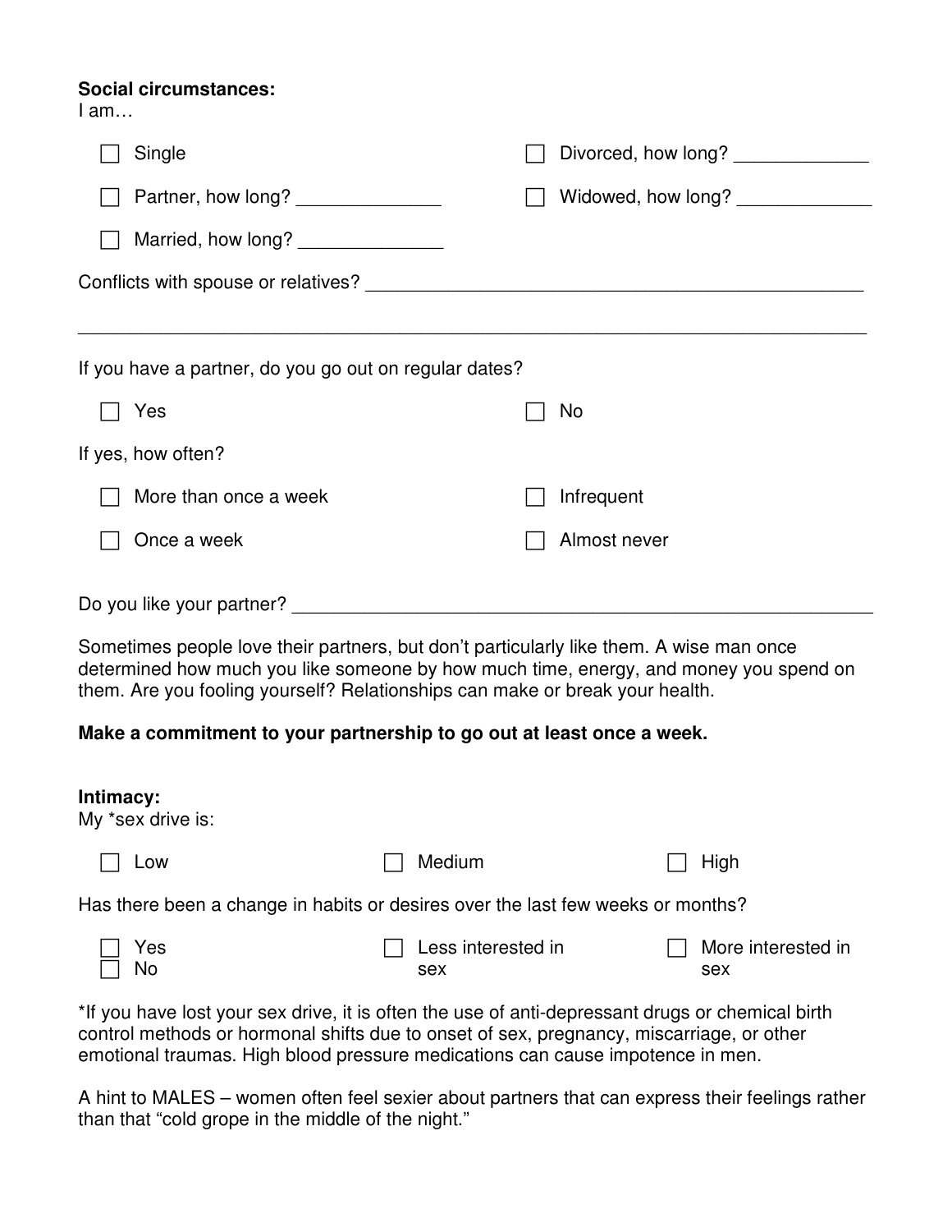**Social circumstances:**
I am…

- ☐ Single
- ☐ Divorced, how long? _____________
- ☐ Partner, how long? ______________
- ☐ Widowed, how long? _____________
- ☐ Married, how long? ______________

Conflicts with spouse or relatives? _________________________________________________

_____________________________________________________________________________

If you have a partner, do you go out on regular dates?

- ☐ Yes
- ☐ No

If yes, how often?

- ☐ More than once a week
- ☐ Infrequent
- ☐ Once a week
- ☐ Almost never

Do you like your partner? ___________________________________________________________

Sometimes people love their partners, but don't particularly like them. A wise man once determined how much you like someone by how much time, energy, and money you spend on them. Are you fooling yourself? Relationships can make or break your health.

**Make a commitment to your partnership to go out at least once a week.**

**Intimacy:**
My *sex drive is:

- ☐ Low
- ☐ Medium
- ☐ High

Has there been a change in habits or desires over the last few weeks or months?

- ☐ Yes
- ☐ No
- ☐ Less interested in sex
- ☐ More interested in sex

*If you have lost your sex drive, it is often the use of anti-depressant drugs or chemical birth control methods or hormonal shifts due to onset of sex, pregnancy, miscarriage, or other emotional traumas. High blood pressure medications can cause impotence in men.

A hint to MALES – women often feel sexier about partners that can express their feelings rather than that "cold grope in the middle of the night."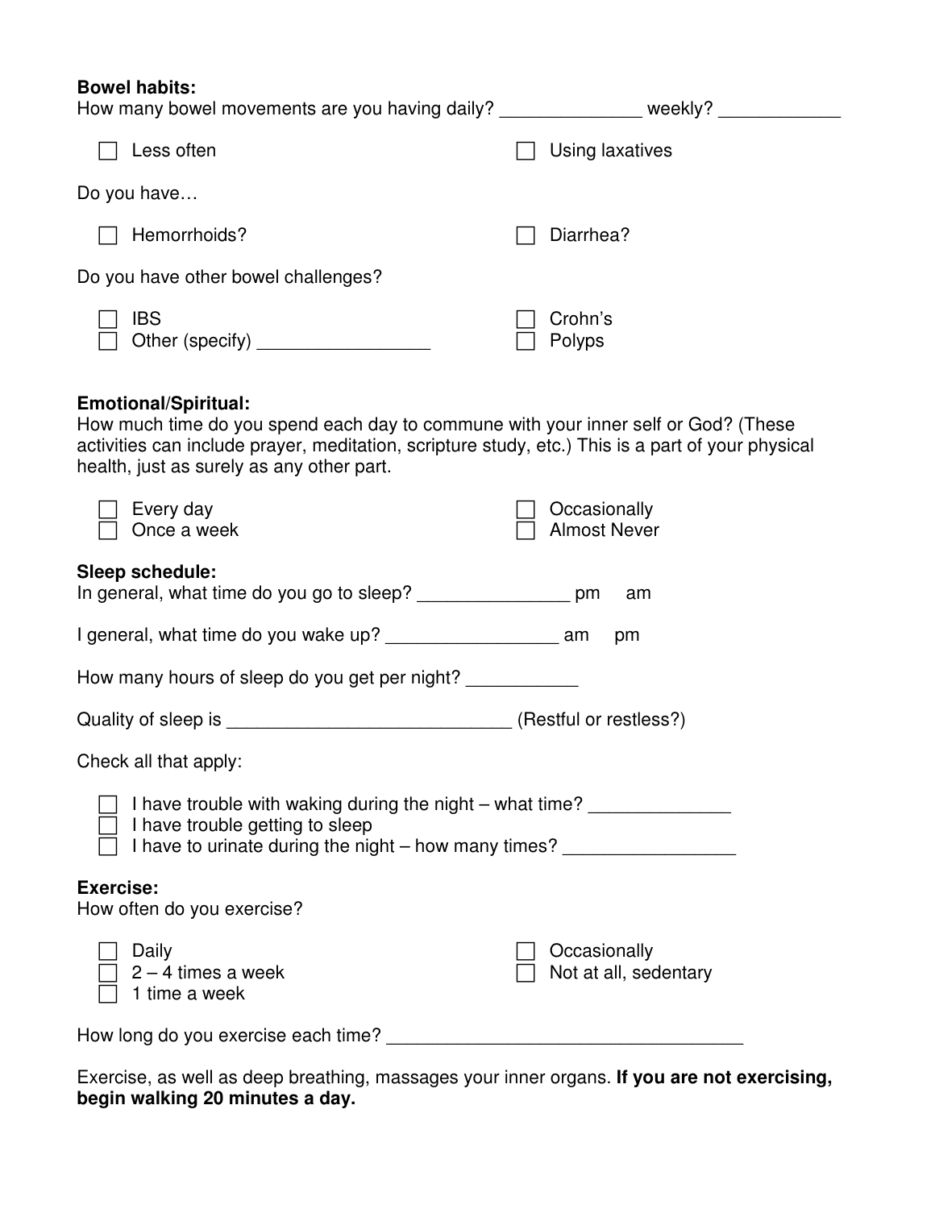**Bowel habits:**

How many bowel movements are you having daily? ______________ weekly? ____________

☐ Less often

☐ Using laxatives

Do you have…

☐ Hemorrhoids?

☐ Diarrhea?

Do you have other bowel challenges?

☐ IBS

☐ Other (specify) _________________

☐ Crohn's

☐ Polyps

**Emotional/Spiritual:**

How much time do you spend each day to commune with your inner self or God? (These activities can include prayer, meditation, scripture study, etc.) This is a part of your physical health, just as surely as any other part.

☐ Every day

☐ Once a week

☐ Occasionally

☐ Almost Never

**Sleep schedule:**

In general, what time do you go to sleep? _______________ pm am

I general, what time do you wake up? _________________ am pm

How many hours of sleep do you get per night? ___________

Quality of sleep is ____________________________ (Restful or restless?)

Check all that apply:

☐ I have trouble with waking during the night – what time? ______________

☐ I have trouble getting to sleep

☐ I have to urinate during the night – how many times? ________________

**Exercise:**

How often do you exercise?

☐ Daily

☐ 2 – 4 times a week

☐ 1 time a week

☐ Occasionally

☐ Not at all, sedentary

How long do you exercise each time? ___________________________________

Exercise, as well as deep breathing, massages your inner organs. **If you are not exercising, begin walking 20 minutes a day.**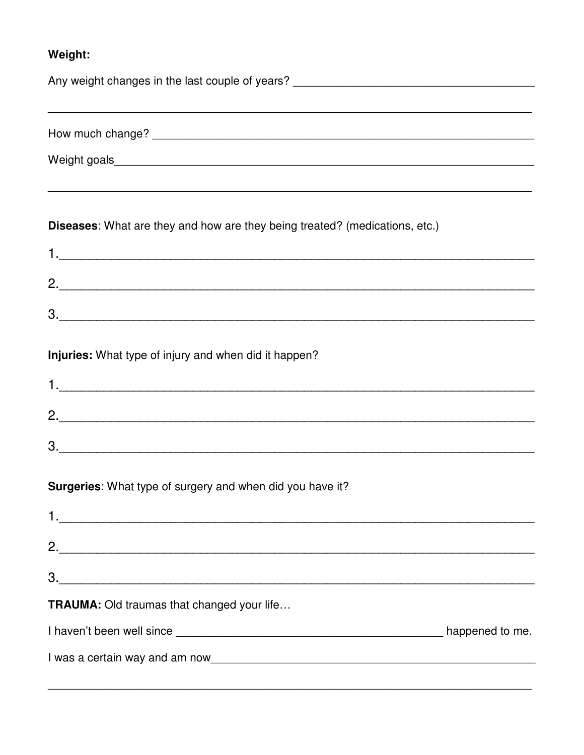**Weight:**

Any weight changes in the last couple of years? ______________________________________

_____________________________________________________________________________

How much change? _____________________________________________________________

Weight goals__________________________________________________________________

_____________________________________________________________________________

**Diseases**: What are they and how are they being treated? (medications, etc.)

1.____________________________________________________________________________

2.____________________________________________________________________________

3.____________________________________________________________________________

**Injuries:** What type of injury and when did it happen?

1.____________________________________________________________________________

2.____________________________________________________________________________

3.____________________________________________________________________________

**Surgeries**: What type of surgery and when did you have it?

1.____________________________________________________________________________

2.____________________________________________________________________________

3.____________________________________________________________________________

**TRAUMA:** Old traumas that changed your life…

I haven't been well since ________________________________________ happened to me.

I was a certain way and am now__________________________________________________

_____________________________________________________________________________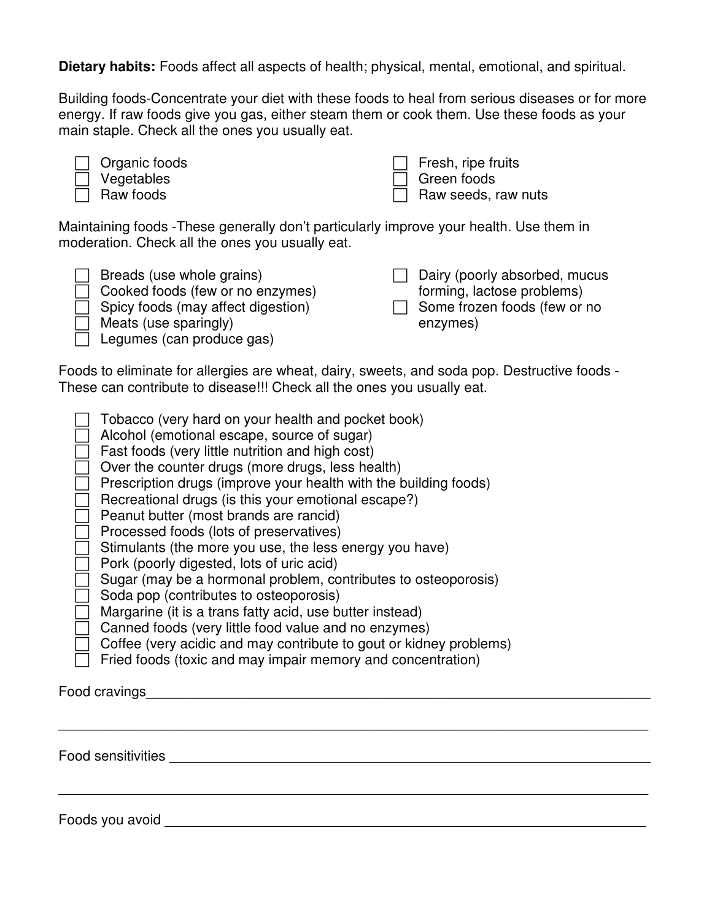**Dietary habits:** Foods affect all aspects of health; physical, mental, emotional, and spiritual.

Building foods-Concentrate your diet with these foods to heal from serious diseases or for more energy. If raw foods give you gas, either steam them or cook them. Use these foods as your main staple. Check all the ones you usually eat.

- ☐ Organic foods
- ☐ Vegetables
- ☐ Raw foods
- ☐ Fresh, ripe fruits
- ☐ Green foods
- ☐ Raw seeds, raw nuts

Maintaining foods -These generally don't particularly improve your health. Use them in moderation. Check all the ones you usually eat.

- ☐ Breads (use whole grains)
- ☐ Cooked foods (few or no enzymes)
- ☐ Spicy foods (may affect digestion)
- ☐ Meats (use sparingly)
- ☐ Legumes (can produce gas)
- ☐ Dairy (poorly absorbed, mucus forming, lactose problems)
- ☐ Some frozen foods (few or no enzymes)

Foods to eliminate for allergies are wheat, dairy, sweets, and soda pop. Destructive foods - These can contribute to disease!!! Check all the ones you usually eat.

- ☐ Tobacco (very hard on your health and pocket book)
- ☐ Alcohol (emotional escape, source of sugar)
- ☐ Fast foods (very little nutrition and high cost)
- ☐ Over the counter drugs (more drugs, less health)
- ☐ Prescription drugs (improve your health with the building foods)
- ☐ Recreational drugs (is this your emotional escape?)
- ☐ Peanut butter (most brands are rancid)
- ☐ Processed foods (lots of preservatives)
- ☐ Stimulants (the more you use, the less energy you have)
- ☐ Pork (poorly digested, lots of uric acid)
- ☐ Sugar (may be a hormonal problem, contributes to osteoporosis)
- ☐ Soda pop (contributes to osteoporosis)
- ☐ Margarine (it is a trans fatty acid, use butter instead)
- ☐ Canned foods (very little food value and no enzymes)
- ☐ Coffee (very acidic and may contribute to gout or kidney problems)
- ☐ Fried foods (toxic and may impair memory and concentration)

Food cravings_____________________________________________________________________

_________________________________________________________________________________

Food sensitivities __________________________________________________________________

_________________________________________________________________________________

Foods you avoid ___________________________________________________________________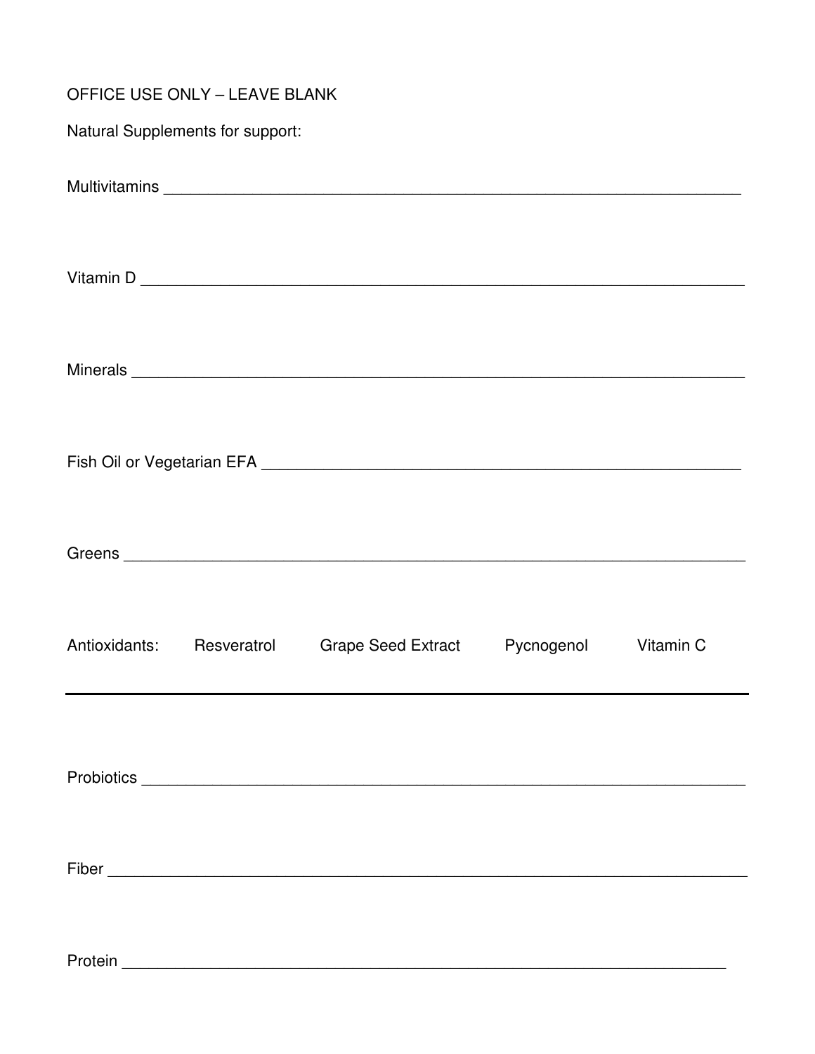OFFICE USE ONLY – LEAVE BLANK

Natural Supplements for support:

Multivitamins ____________________________________________________________________

Vitamin D _______________________________________________________________________

Minerals ________________________________________________________________________

Fish Oil or Vegetarian EFA __________________________________________________

Greens _________________________________________________________________________

Antioxidants: Resveratrol Grape Seed Extract Pycnogenol Vitamin C

---

Probiotics _______________________________________________________________________

Fiber ____________________________________________________________________________

Protein __________________________________________________________________________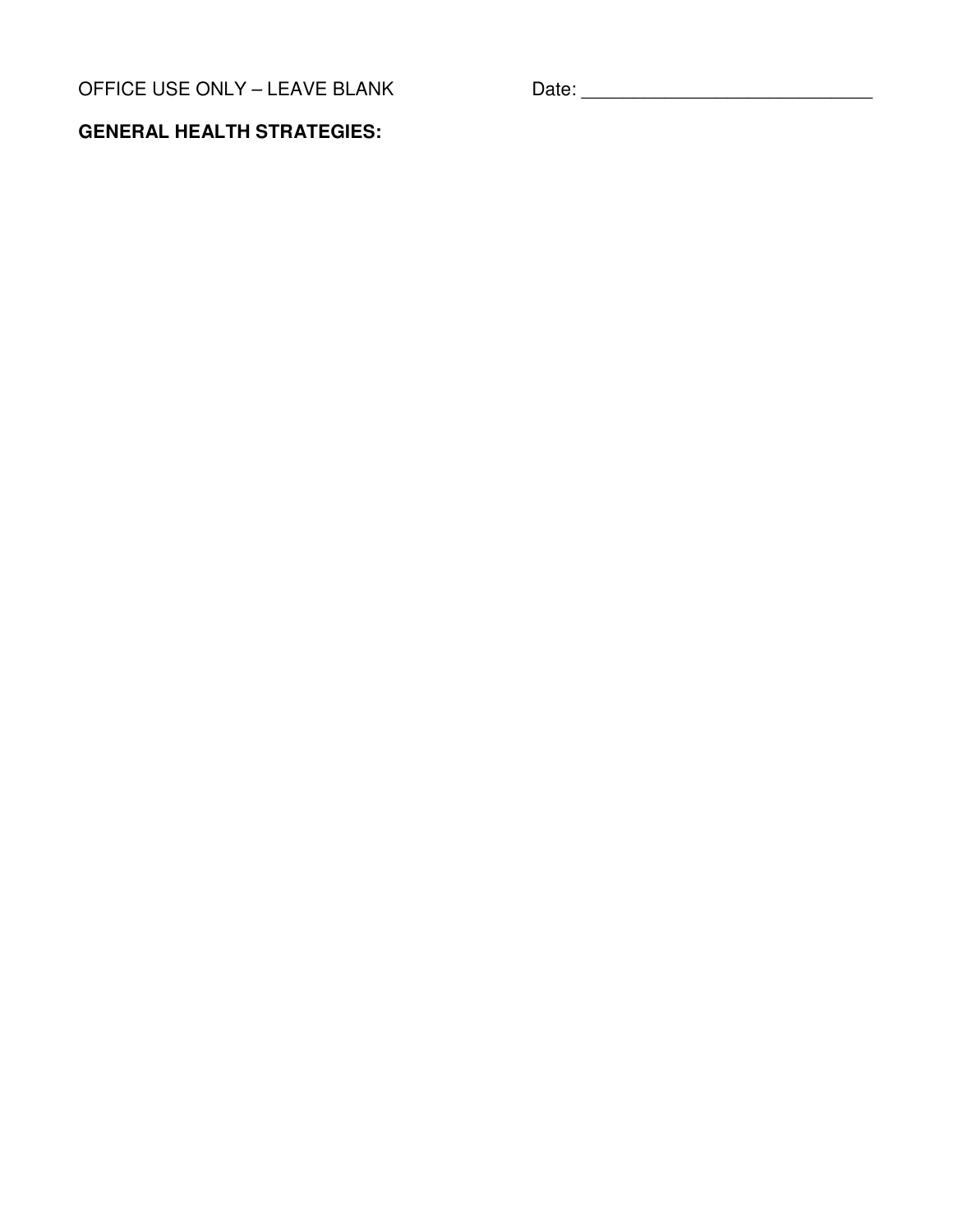OFFICE USE ONLY – LEAVE BLANK Date: ____________________________

**GENERAL HEALTH STRATEGIES:**